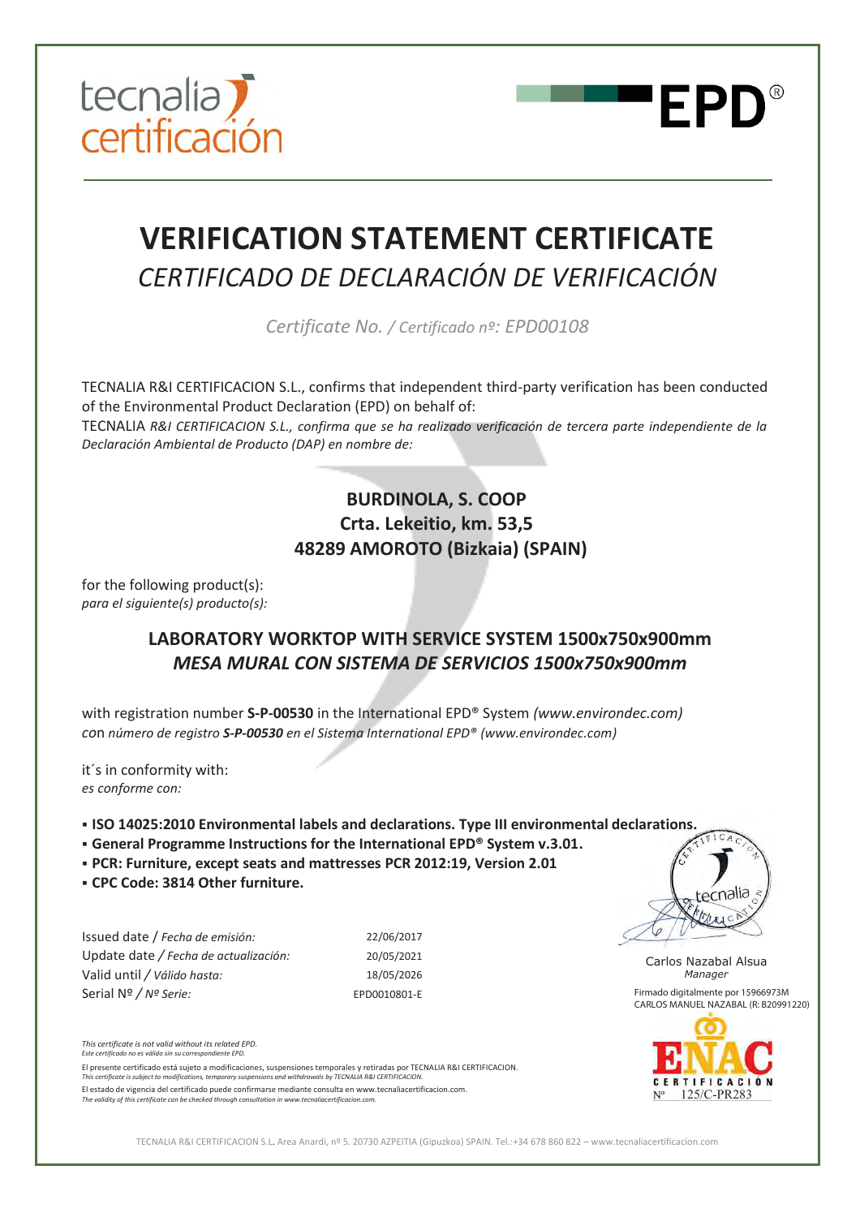tecnalia certificación

**EPD**®

# VERIFICATION STATEMENT CERTIFICATE

## *CERTIFICADO DE DECLARACIÓN DE VERIFICACIÓN*

*Certificate No. / Certificado nº: EPD00108*

TECNALIA R&I CERTIFICACION S.L., confirms that independent third-party verification has been conducted of the Environmental Product Declaration (EPD) on behalf of:

TECNALIA *R&I CERTIFICACION S.L., confirma que se ha realizado verificación de tercera parte independiente de la Declaración Ambiental de Producto (DAP) en nombre de:*

**BURDINOLA, S. COOP**
**Crta. Lekeitio, km. 53,5**
**48289 AMOROTO (Bizkaia) (SPAIN)**

for the following product(s):
*para el siguiente(s) producto(s):*

**LABORATORY WORKTOP WITH SERVICE SYSTEM 1500x750x900mm**
***MESA MURAL CON SISTEMA DE SERVICIOS 1500x750x900mm***

with registration number **S-P-00530** in the International EPD® System *(www.environdec.com)*
*con número de registro **S-P-00530** en el Sistema International EPD® (www.environdec.com)*

it´s in conformity with:
*es conforme con:*

- **ISO 14025:2010 Environmental labels and declarations. Type III environmental declarations.**
- **General Programme Instructions for the International EPD® System v.3.01.**
- **PCR: Furniture, except seats and mattresses PCR 2012:19, Version 2.01**
- **CPC Code: 3814 Other furniture.**

| | |
|---|---|
| Issued date / *Fecha de emisión:* | 22/06/2017 |
| Update date / *Fecha de actualización:* | 20/05/2021 |
| Valid until / *Válido hasta:* | 18/05/2026 |
| Serial Nº / *Nº Serie:* | EPD0010801-E |

Carlos Nazabal Alsua
*Manager*

Firmado digitalmente por 15966973M CARLOS MANUEL NAZABAL (R: B20991220)

ENAC CERTIFICACIÓN Nº 125/C-PR283

*This certificate is not valid without its related EPD.*
*Este certificado no es válido sin su correspondiente EPD.*

El presente certificado está sujeto a modificaciones, suspensiones temporales y retiradas por TECNALIA R&I CERTIFICACION.
*This certificate is subject to modifications, temporary suspensions and withdrawals by TECNALIA R&I CERTIFICACION.*

El estado de vigencia del certificado puede confirmarse mediante consulta en www.tecnaliacertificacion.com.
*The validity of this certificate can be checked through consultation in www.tecnaliacertificacion.com.*

TECNALIA R&I CERTIFICACION S.L. Area Anardi, nº 5. 20730 AZPEITIA (Gipuzkoa) SPAIN. Tel.:+34 678 860 822 – www.tecnaliacertificacion.com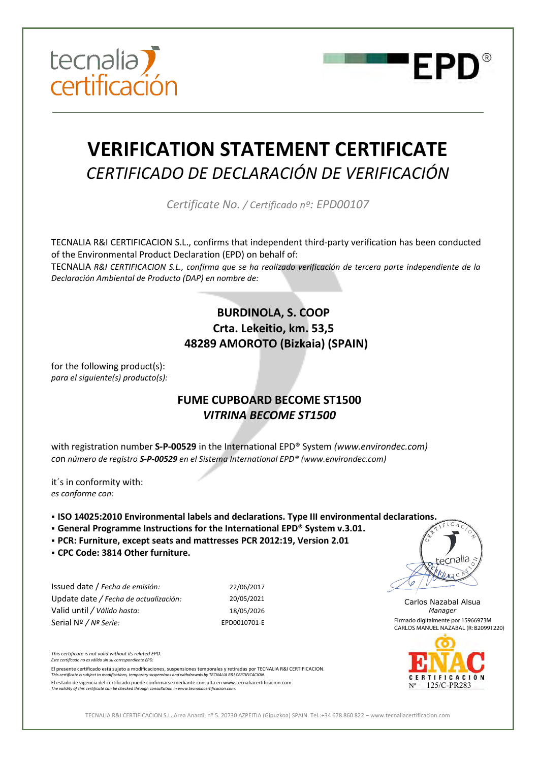tecnalia certificación

EPD®

# VERIFICATION STATEMENT CERTIFICATE

## *CERTIFICADO DE DECLARACIÓN DE VERIFICACIÓN*

*Certificate No. / Certificado nº: EPD00107*

TECNALIA R&I CERTIFICACION S.L., confirms that independent third-party verification has been conducted of the Environmental Product Declaration (EPD) on behalf of:
TECNALIA *R&I CERTIFICACION S.L., confirma que se ha realizado verificación de tercera parte independiente de la Declaración Ambiental de Producto (DAP) en nombre de:*

**BURDINOLA, S. COOP**
**Crta. Lekeitio, km. 53,5**
**48289 AMOROTO (Bizkaia) (SPAIN)**

for the following product(s):
*para el siguiente(s) producto(s):*

**FUME CUPBOARD BECOME ST1500**
***VITRINA BECOME ST1500***

with registration number **S-P-00529** in the International EPD® System *(www.environdec.com)*
con *número de registro **S-P-00529** en el Sistema International EPD® (www.environdec.com)*

it´s in conformity with:
*es conforme con:*

- **ISO 14025:2010 Environmental labels and declarations. Type III environmental declarations.**
- **General Programme Instructions for the International EPD® System v.3.01.**
- **PCR: Furniture, except seats and mattresses PCR 2012:19, Version 2.01**
- **CPC Code: 3814 Other furniture.**

| | |
|---|---|
| Issued date / *Fecha de emisión:* | 22/06/2017 |
| Update date / *Fecha de actualización:* | 20/05/2021 |
| Valid until / *Válido hasta:* | 18/05/2026 |
| Serial Nº / *Nº Serie:* | EPD0010701-E |

Carlos Nazabal Alsua
*Manager*
Firmado digitalmente por 15966973M CARLOS MANUEL NAZABAL (R: B20991220)

ENAC CERTIFICACIÓN Nº 125/C-PR283

*This certificate is not valid without its related EPD.*
*Este certificado no es válido sin su correspondiente EPD.*

El presente certificado está sujeto a modificaciones, suspensiones temporales y retiradas por TECNALIA R&I CERTIFICACION.
*This certificate is subject to modifications, temporary suspensions and withdrawals by TECNALIA R&I CERTIFICACION.*

El estado de vigencia del certificado puede confirmarse mediante consulta en www.tecnaliacertificacion.com.
*The validity of this certificate can be checked through consultation in www.tecnaliacertificacion.com.*

TECNALIA R&I CERTIFICACION S.L. Area Anardi, nº 5. 20730 AZPEITIA (Gipuzkoa) SPAIN. Tel.:+34 678 860 822 – www.tecnaliacertificacion.com